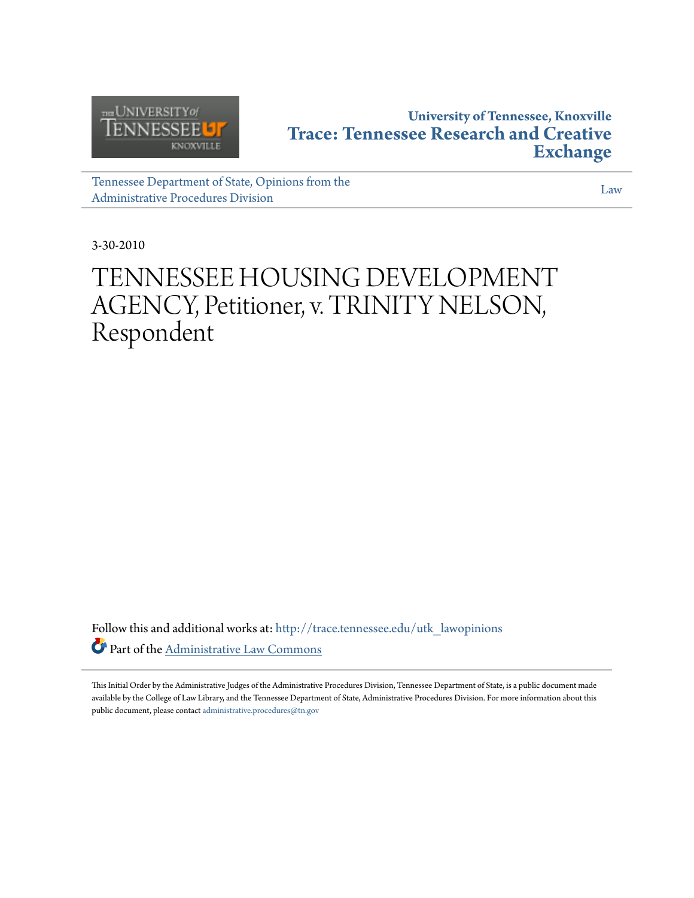University of Tennessee, Knoxville

**Trace: Tennessee Research and Creative Exchange**

Tennessee Department of State, Opinions from the Administrative Procedures Division

Law

3-30-2010

# TENNESSEE HOUSING DEVELOPMENT AGENCY, Petitioner, v. TRINITY NELSON, Respondent

Follow this and additional works at: http://trace.tennessee.edu/utk_lawopinions

Part of the Administrative Law Commons

This Initial Order by the Administrative Judges of the Administrative Procedures Division, Tennessee Department of State, is a public document made available by the College of Law Library, and the Tennessee Department of State, Administrative Procedures Division. For more information about this public document, please contact administrative.procedures@tn.gov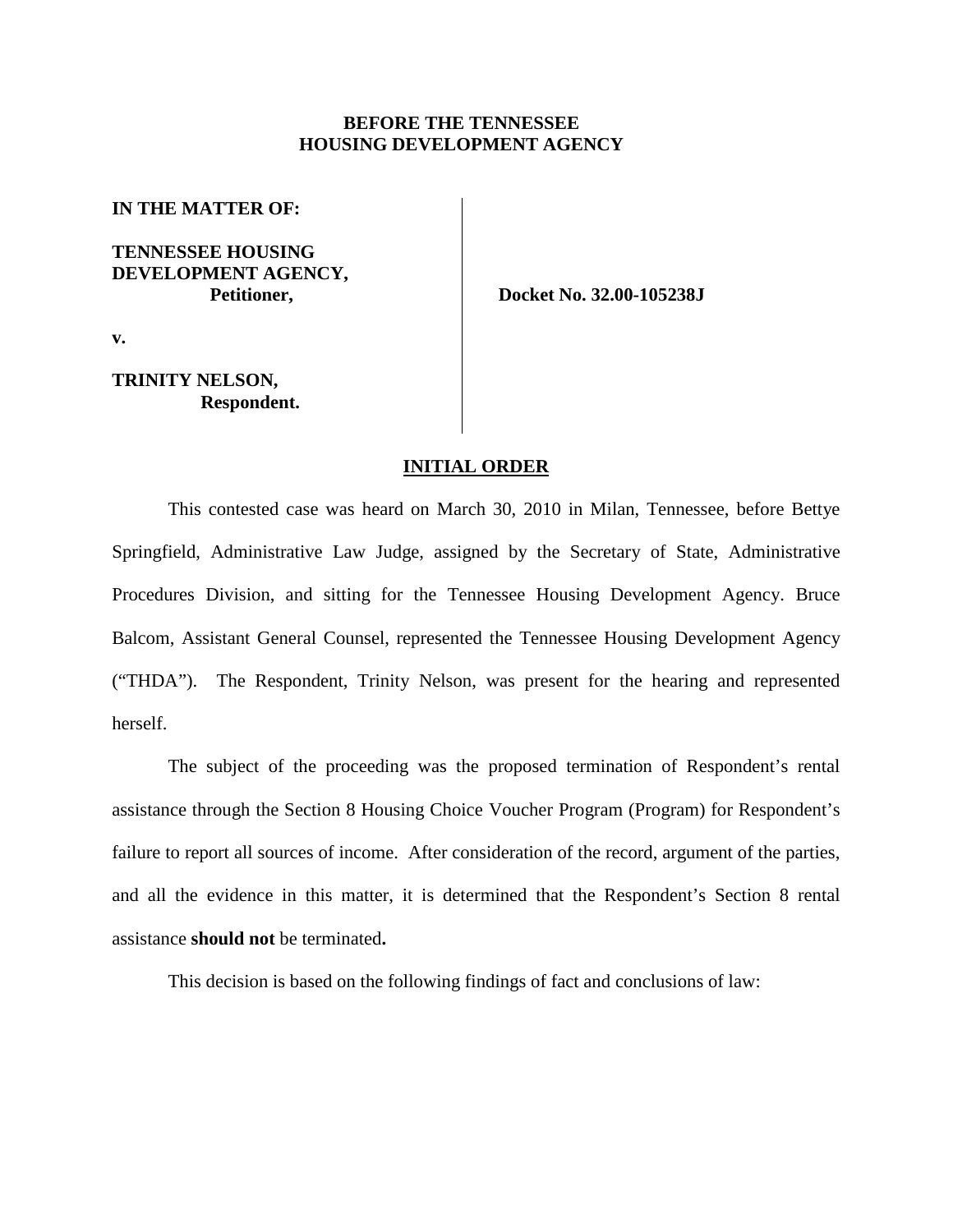**BEFORE THE TENNESSEE HOUSING DEVELOPMENT AGENCY**

**IN THE MATTER OF:**

**TENNESSEE HOUSING DEVELOPMENT AGENCY,**
**Petitioner,**

**v.**

**TRINITY NELSON,**
**Respondent.**

**Docket No. 32.00-105238J**

## INITIAL ORDER

This contested case was heard on March 30, 2010 in Milan, Tennessee, before Bettye Springfield, Administrative Law Judge, assigned by the Secretary of State, Administrative Procedures Division, and sitting for the Tennessee Housing Development Agency. Bruce Balcom, Assistant General Counsel, represented the Tennessee Housing Development Agency ("THDA"). The Respondent, Trinity Nelson, was present for the hearing and represented herself.

The subject of the proceeding was the proposed termination of Respondent's rental assistance through the Section 8 Housing Choice Voucher Program (Program) for Respondent's failure to report all sources of income. After consideration of the record, argument of the parties, and all the evidence in this matter, it is determined that the Respondent's Section 8 rental assistance **should not** be terminated**.**

This decision is based on the following findings of fact and conclusions of law: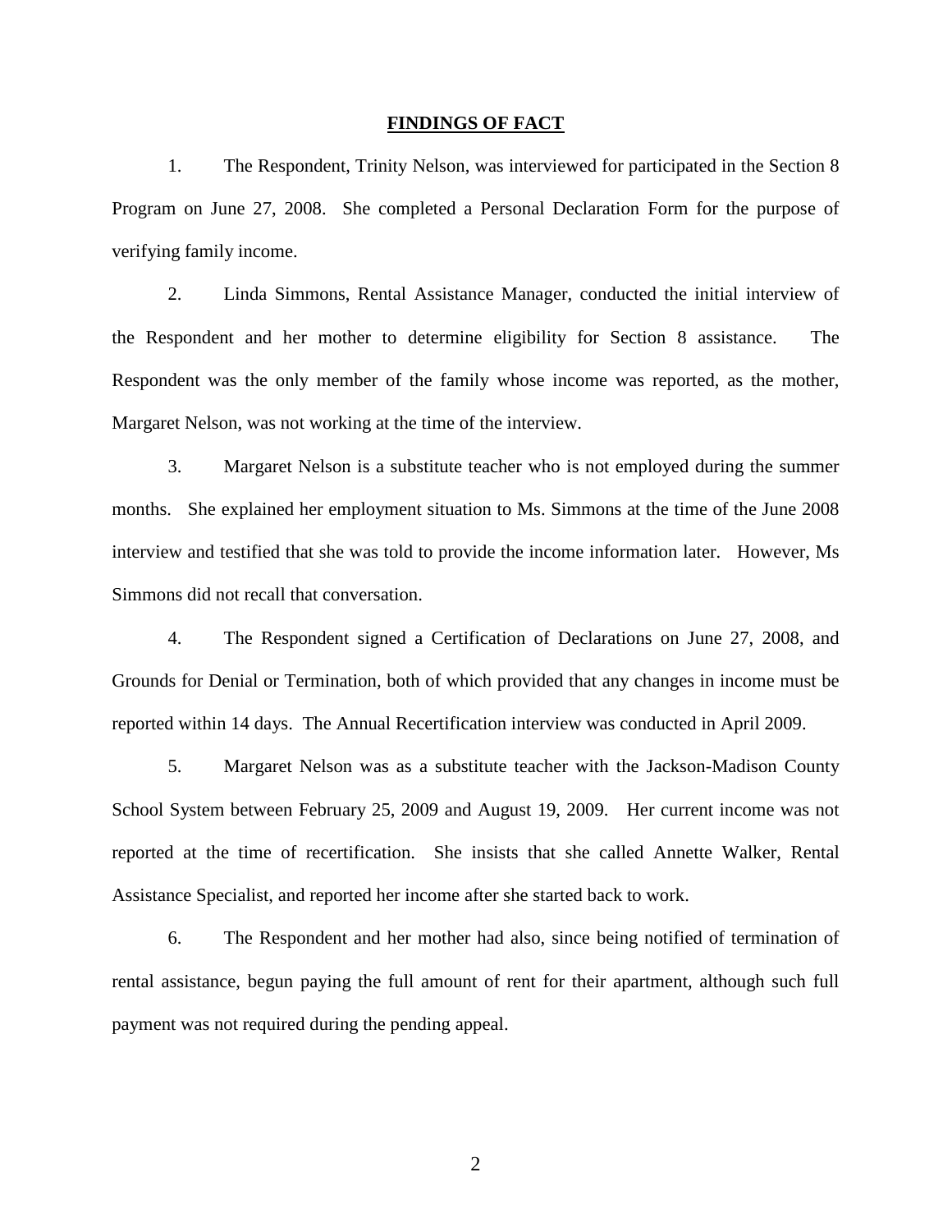## FINDINGS OF FACT

1. The Respondent, Trinity Nelson, was interviewed for participated in the Section 8 Program on June 27, 2008. She completed a Personal Declaration Form for the purpose of verifying family income.

2. Linda Simmons, Rental Assistance Manager, conducted the initial interview of the Respondent and her mother to determine eligibility for Section 8 assistance. The Respondent was the only member of the family whose income was reported, as the mother, Margaret Nelson, was not working at the time of the interview.

3. Margaret Nelson is a substitute teacher who is not employed during the summer months. She explained her employment situation to Ms. Simmons at the time of the June 2008 interview and testified that she was told to provide the income information later. However, Ms Simmons did not recall that conversation.

4. The Respondent signed a Certification of Declarations on June 27, 2008, and Grounds for Denial or Termination, both of which provided that any changes in income must be reported within 14 days. The Annual Recertification interview was conducted in April 2009.

5. Margaret Nelson was as a substitute teacher with the Jackson-Madison County School System between February 25, 2009 and August 19, 2009. Her current income was not reported at the time of recertification. She insists that she called Annette Walker, Rental Assistance Specialist, and reported her income after she started back to work.

6. The Respondent and her mother had also, since being notified of termination of rental assistance, begun paying the full amount of rent for their apartment, although such full payment was not required during the pending appeal.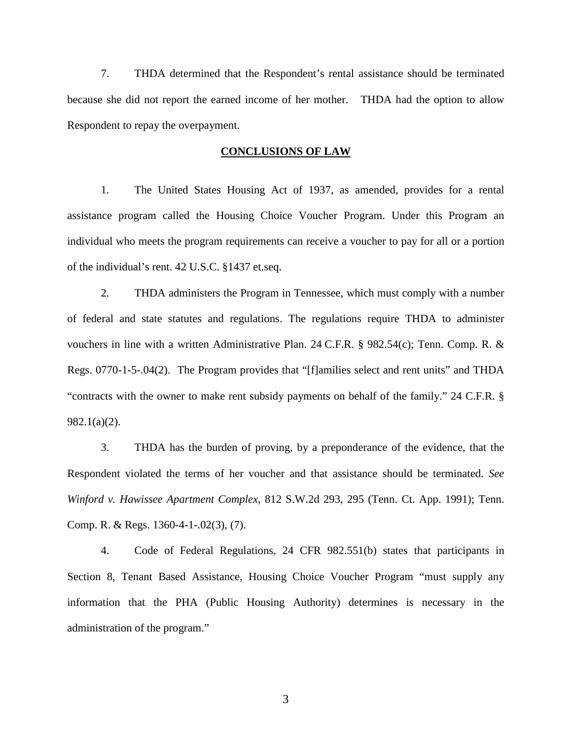7. THDA determined that the Respondent's rental assistance should be terminated because she did not report the earned income of her mother. THDA had the option to allow Respondent to repay the overpayment.

## CONCLUSIONS OF LAW

1. The United States Housing Act of 1937, as amended, provides for a rental assistance program called the Housing Choice Voucher Program. Under this Program an individual who meets the program requirements can receive a voucher to pay for all or a portion of the individual's rent. 42 U.S.C. §1437 et.seq.

2. THDA administers the Program in Tennessee, which must comply with a number of federal and state statutes and regulations. The regulations require THDA to administer vouchers in line with a written Administrative Plan. 24 C.F.R. § 982.54(c); Tenn. Comp. R. & Regs. 0770-1-5-.04(2). The Program provides that "[f]amilies select and rent units" and THDA "contracts with the owner to make rent subsidy payments on behalf of the family." 24 C.F.R. § 982.1(a)(2).

3. THDA has the burden of proving, by a preponderance of the evidence, that the Respondent violated the terms of her voucher and that assistance should be terminated. *See Winford v. Hawissee Apartment Complex*, 812 S.W.2d 293, 295 (Tenn. Ct. App. 1991); Tenn. Comp. R. & Regs. 1360-4-1-.02(3), (7).

4. Code of Federal Regulations, 24 CFR 982.551(b) states that participants in Section 8, Tenant Based Assistance, Housing Choice Voucher Program "must supply any information that the PHA (Public Housing Authority) determines is necessary in the administration of the program."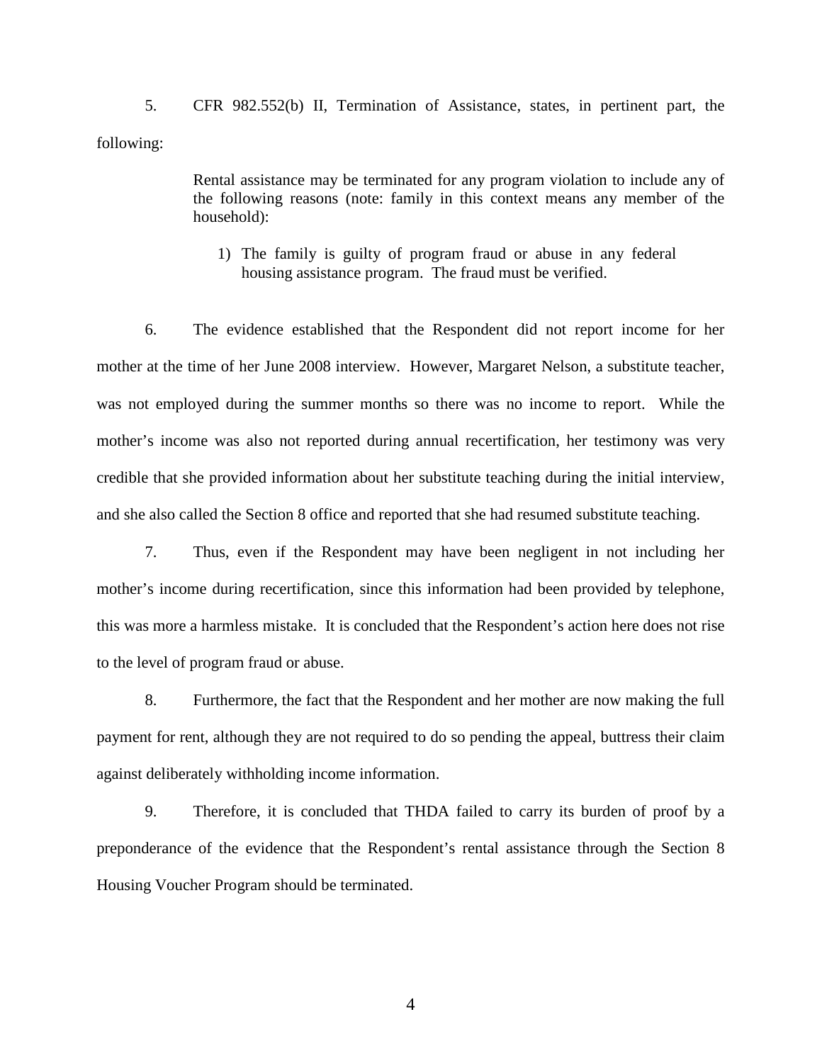5. CFR 982.552(b) II, Termination of Assistance, states, in pertinent part, the following:

> Rental assistance may be terminated for any program violation to include any of the following reasons (note: family in this context means any member of the household):
>
> 1) The family is guilty of program fraud or abuse in any federal housing assistance program. The fraud must be verified.

6. The evidence established that the Respondent did not report income for her mother at the time of her June 2008 interview. However, Margaret Nelson, a substitute teacher, was not employed during the summer months so there was no income to report. While the mother's income was also not reported during annual recertification, her testimony was very credible that she provided information about her substitute teaching during the initial interview, and she also called the Section 8 office and reported that she had resumed substitute teaching.

7. Thus, even if the Respondent may have been negligent in not including her mother's income during recertification, since this information had been provided by telephone, this was more a harmless mistake. It is concluded that the Respondent's action here does not rise to the level of program fraud or abuse.

8. Furthermore, the fact that the Respondent and her mother are now making the full payment for rent, although they are not required to do so pending the appeal, buttress their claim against deliberately withholding income information.

9. Therefore, it is concluded that THDA failed to carry its burden of proof by a preponderance of the evidence that the Respondent's rental assistance through the Section 8 Housing Voucher Program should be terminated.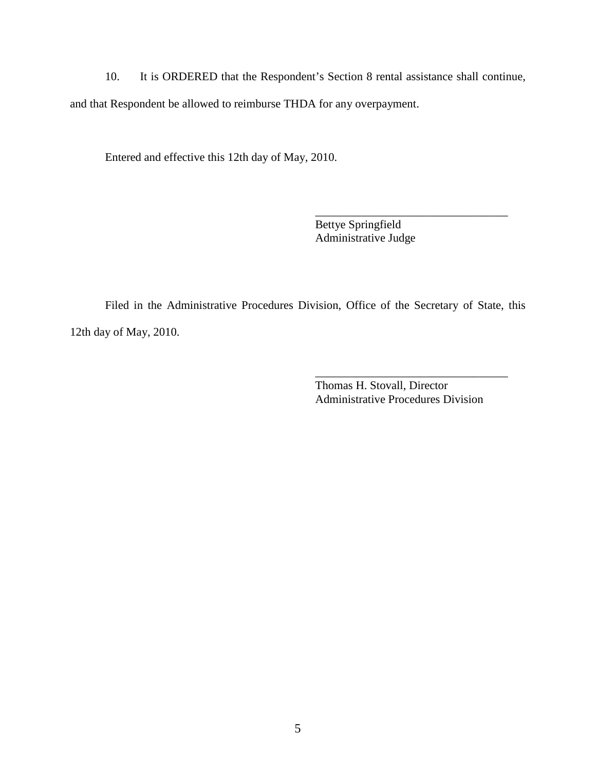10. It is ORDERED that the Respondent's Section 8 rental assistance shall continue, and that Respondent be allowed to reimburse THDA for any overpayment.

Entered and effective this 12th day of May, 2010.

\_\_\_\_\_\_\_\_\_\_\_\_\_\_\_\_\_\_\_\_\_\_\_\_\_\_\_\_\_\_\_\_\_\_
Bettye Springfield
Administrative Judge

Filed in the Administrative Procedures Division, Office of the Secretary of State, this 12th day of May, 2010.

\_\_\_\_\_\_\_\_\_\_\_\_\_\_\_\_\_\_\_\_\_\_\_\_\_\_\_\_\_\_\_\_\_\_
Thomas H. Stovall, Director
Administrative Procedures Division